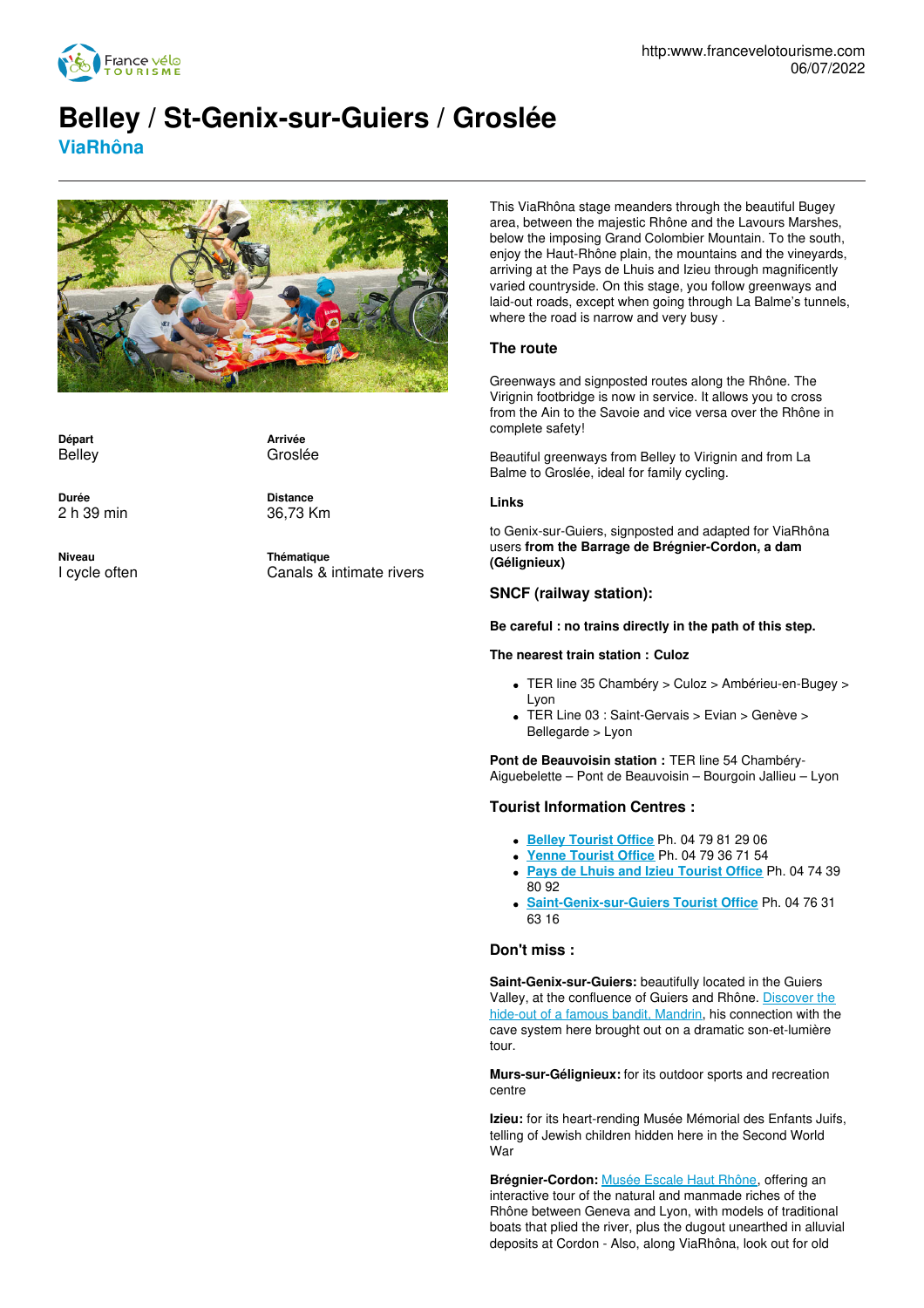http:www.francevelotourisme.com
06/07/2022

# Belley / St-Genix-sur-Guiers / Groslée

## ViaRhôna

**Départ**
Belley

**Arrivée**
Groslée

**Durée**
2 h 39 min

**Distance**
36,73 Km

**Niveau**
I cycle often

**Thématique**
Canals & intimate rivers

This ViaRhôna stage meanders through the beautiful Bugey area, between the majestic Rhône and the Lavours Marshes, below the imposing Grand Colombier Mountain. To the south, enjoy the Haut-Rhône plain, the mountains and the vineyards, arriving at the Pays de Lhuis and Izieu through magnificently varied countryside. On this stage, you follow greenways and laid-out roads, except when going through La Balme's tunnels, where the road is narrow and very busy .

### The route

Greenways and signposted routes along the Rhône. The Virignin footbridge is now in service. It allows you to cross from the Ain to the Savoie and vice versa over the Rhône in complete safety!

Beautiful greenways from Belley to Virignin and from La Balme to Groslée, ideal for family cycling.

#### Links

to Genix-sur-Guiers, signposted and adapted for ViaRhôna users **from the Barrage de Brégnier-Cordon, a dam (Gélignieux)**

### SNCF (railway station):

**Be careful : no trains directly in the path of this step.**

**The nearest train station : Culoz**

- TER line 35 Chambéry > Culoz > Ambérieu-en-Bugey > Lyon
- TER Line 03 : Saint-Gervais > Evian > Genève > Bellegarde > Lyon

**Pont de Beauvoisin station :** TER line 54 Chambéry-Aiguebelette – Pont de Beauvoisin – Bourgoin Jallieu – Lyon

### Tourist Information Centres :

- **Belley Tourist Office** Ph. 04 79 81 29 06
- **Yenne Tourist Office** Ph. 04 79 36 71 54
- **Pays de Lhuis and Izieu Tourist Office** Ph. 04 74 39 80 92
- **Saint-Genix-sur-Guiers Tourist Office** Ph. 04 76 31 63 16

### Don't miss :

**Saint-Genix-sur-Guiers:** beautifully located in the Guiers Valley, at the confluence of Guiers and Rhône. Discover the hide-out of a famous bandit, Mandrin, his connection with the cave system here brought out on a dramatic son-et-lumière tour.

**Murs-sur-Gélignieux:** for its outdoor sports and recreation centre

**Izieu:** for its heart-rending Musée Mémorial des Enfants Juifs, telling of Jewish children hidden here in the Second World War

**Brégnier-Cordon:** Musée Escale Haut Rhône, offering an interactive tour of the natural and manmade riches of the Rhône between Geneva and Lyon, with models of traditional boats that plied the river, plus the dugout unearthed in alluvial deposits at Cordon - Also, along ViaRhôna, look out for old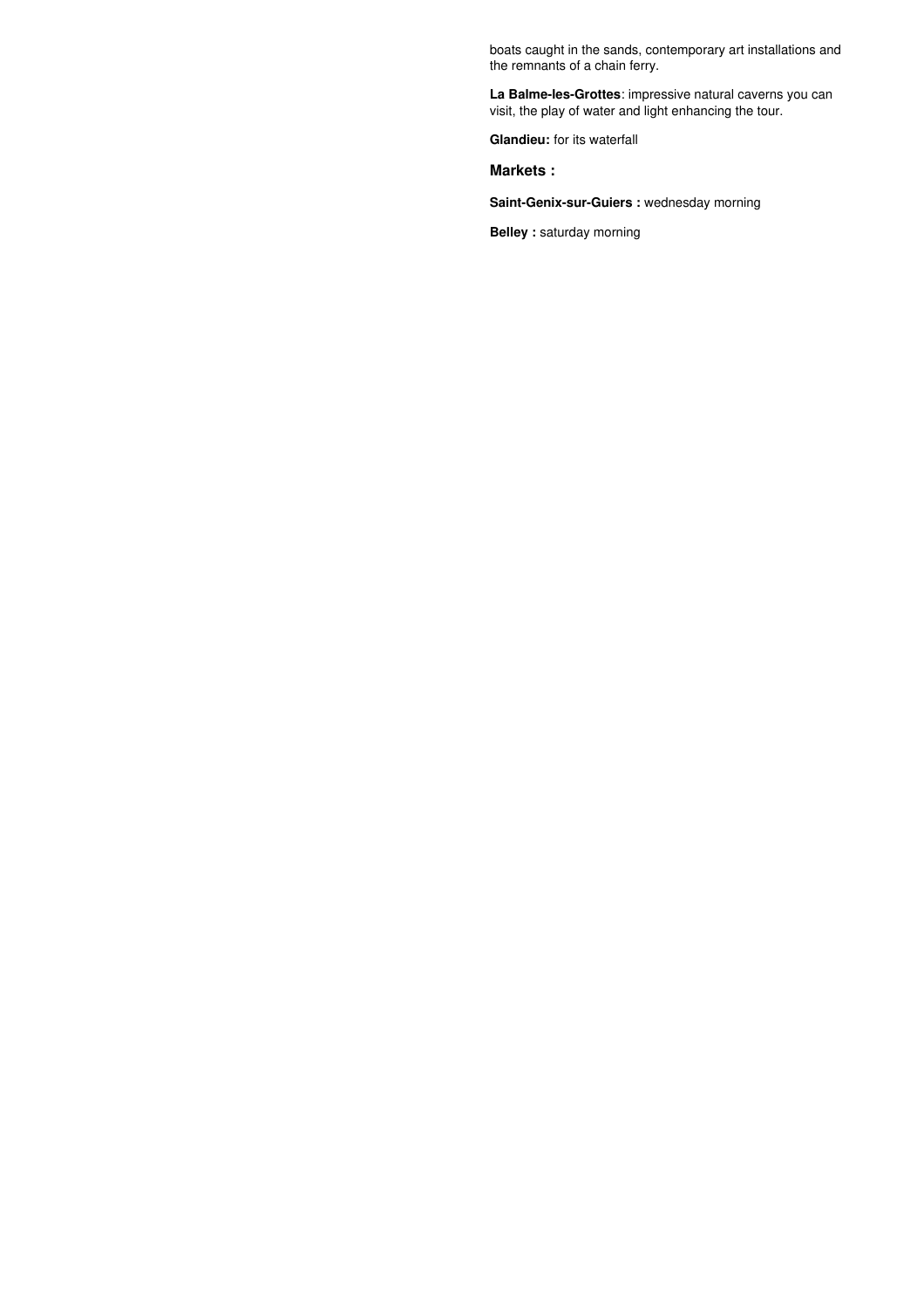boats caught in the sands, contemporary art installations and the remnants of a chain ferry.

**La Balme-les-Grottes**: impressive natural caverns you can visit, the play of water and light enhancing the tour.

**Glandieu:** for its waterfall

### Markets :

**Saint-Genix-sur-Guiers :** wednesday morning

**Belley :** saturday morning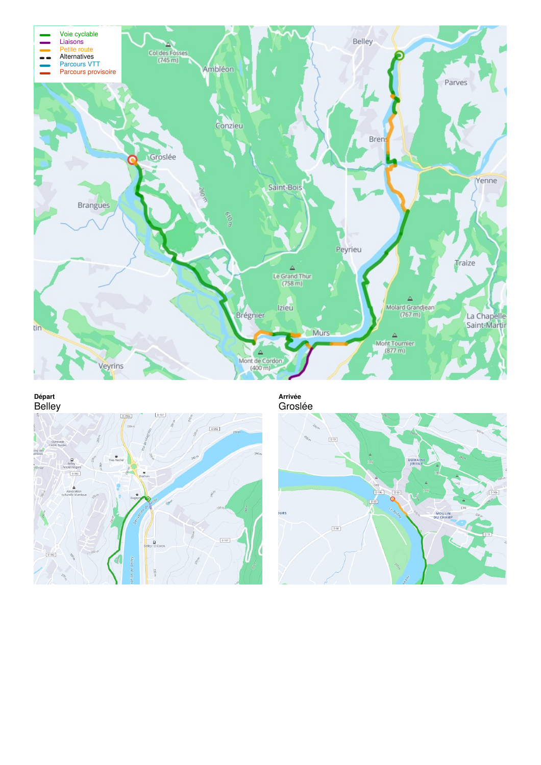Voie cyclable
Liaisons
Petite route
Alternatives
Parcours VTT
Parcours provisoire

Col des Fosses (745 m)
Ambléon
Belley
Parves
Conzieu
Brens
Groslée
Yenne
Saint-Bois
Brangues
260 m
610 m
Peyrieu
Traize
Le Grand Thur (758 m)
Molard Grandjean (767 m)
Izieu
Brégnier
La Chapelle-Saint-Martin
Murs
Mont Tournier (877 m)
Mont de Cordon (400 m)
Veyrins

**Départ**

Belley

**Arrivée**

Groslée